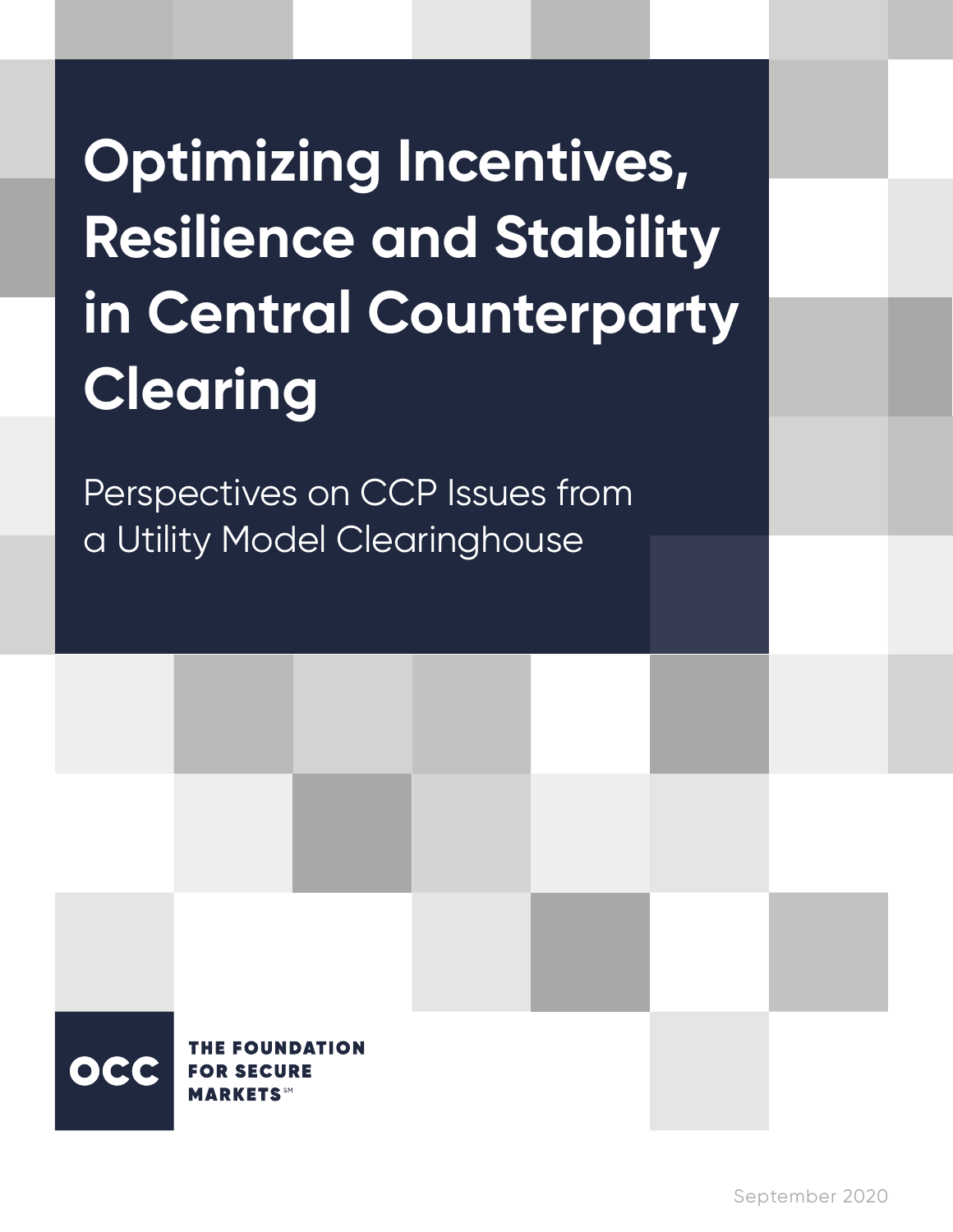# Optimizing Incentives, Resilience and Stability in Central Counterparty Clearing

Perspectives on CCP Issues from a Utility Model Clearinghouse

OCC

THE FOUNDATION FOR SECURE MARKETS℠

September 2020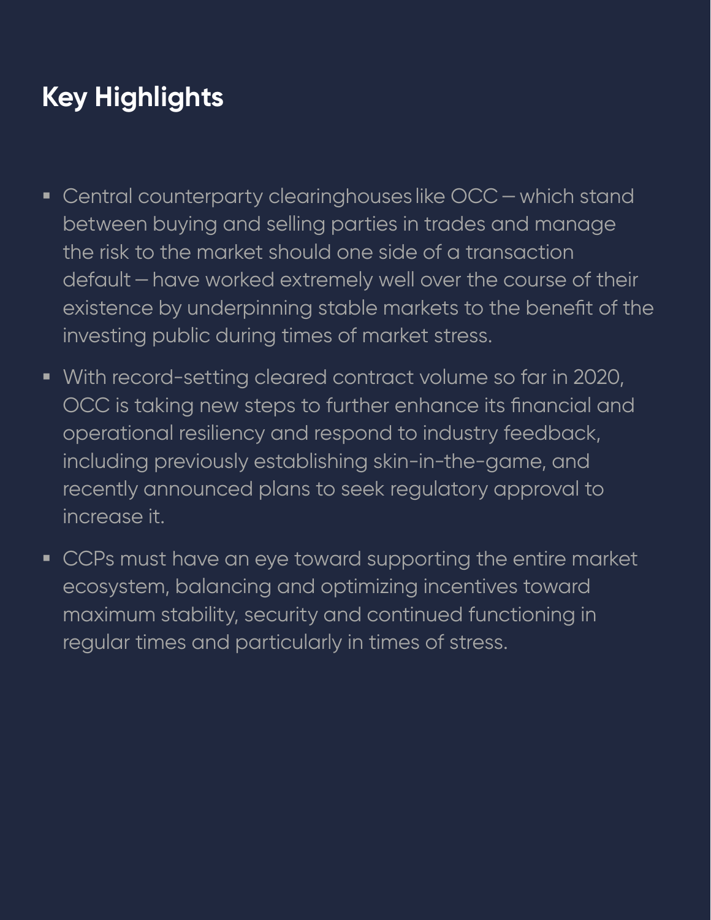## Key Highlights

- Central counterparty clearinghouses like OCC — which stand between buying and selling parties in trades and manage the risk to the market should one side of a transaction default — have worked extremely well over the course of their existence by underpinning stable markets to the benefit of the investing public during times of market stress.
- With record-setting cleared contract volume so far in 2020, OCC is taking new steps to further enhance its financial and operational resiliency and respond to industry feedback, including previously establishing skin-in-the-game, and recently announced plans to seek regulatory approval to increase it.
- CCPs must have an eye toward supporting the entire market ecosystem, balancing and optimizing incentives toward maximum stability, security and continued functioning in regular times and particularly in times of stress.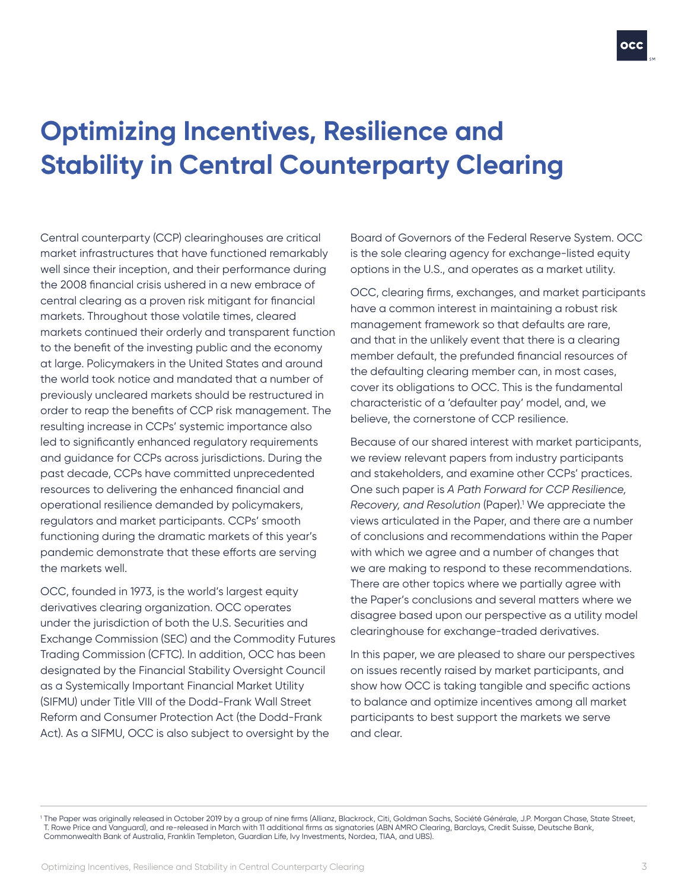# Optimizing Incentives, Resilience and Stability in Central Counterparty Clearing

Central counterparty (CCP) clearinghouses are critical market infrastructures that have functioned remarkably well since their inception, and their performance during the 2008 financial crisis ushered in a new embrace of central clearing as a proven risk mitigant for financial markets. Throughout those volatile times, cleared markets continued their orderly and transparent function to the benefit of the investing public and the economy at large. Policymakers in the United States and around the world took notice and mandated that a number of previously uncleared markets should be restructured in order to reap the benefits of CCP risk management. The resulting increase in CCPs' systemic importance also led to significantly enhanced regulatory requirements and guidance for CCPs across jurisdictions. During the past decade, CCPs have committed unprecedented resources to delivering the enhanced financial and operational resilience demanded by policymakers, regulators and market participants. CCPs' smooth functioning during the dramatic markets of this year's pandemic demonstrate that these efforts are serving the markets well.

OCC, founded in 1973, is the world's largest equity derivatives clearing organization. OCC operates under the jurisdiction of both the U.S. Securities and Exchange Commission (SEC) and the Commodity Futures Trading Commission (CFTC). In addition, OCC has been designated by the Financial Stability Oversight Council as a Systemically Important Financial Market Utility (SIFMU) under Title VIII of the Dodd-Frank Wall Street Reform and Consumer Protection Act (the Dodd-Frank Act). As a SIFMU, OCC is also subject to oversight by the Board of Governors of the Federal Reserve System. OCC is the sole clearing agency for exchange-listed equity options in the U.S., and operates as a market utility.

OCC, clearing firms, exchanges, and market participants have a common interest in maintaining a robust risk management framework so that defaults are rare, and that in the unlikely event that there is a clearing member default, the prefunded financial resources of the defaulting clearing member can, in most cases, cover its obligations to OCC. This is the fundamental characteristic of a 'defaulter pay' model, and, we believe, the cornerstone of CCP resilience.

Because of our shared interest with market participants, we review relevant papers from industry participants and stakeholders, and examine other CCPs' practices. One such paper is *A Path Forward for CCP Resilience, Recovery, and Resolution* (Paper).[1] We appreciate the views articulated in the Paper, and there are a number of conclusions and recommendations within the Paper with which we agree and a number of changes that we are making to respond to these recommendations. There are other topics where we partially agree with the Paper's conclusions and several matters where we disagree based upon our perspective as a utility model clearinghouse for exchange-traded derivatives.

In this paper, we are pleased to share our perspectives on issues recently raised by market participants, and show how OCC is taking tangible and specific actions to balance and optimize incentives among all market participants to best support the markets we serve and clear.

[1] The Paper was originally released in October 2019 by a group of nine firms (Allianz, Blackrock, Citi, Goldman Sachs, Société Générale, J.P. Morgan Chase, State Street, T. Rowe Price and Vanguard), and re-released in March with 11 additional firms as signatories (ABN AMRO Clearing, Barclays, Credit Suisse, Deutsche Bank, Commonwealth Bank of Australia, Franklin Templeton, Guardian Life, Ivy Investments, Nordea, TIAA, and UBS).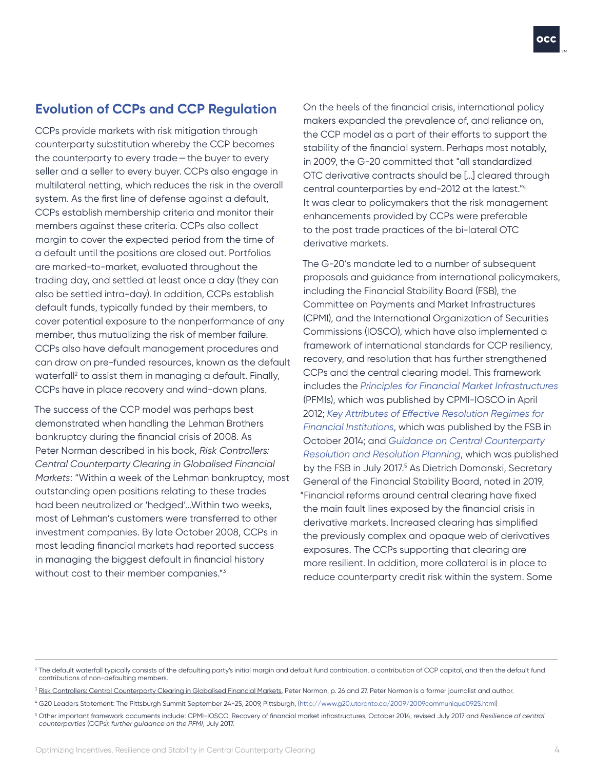## Evolution of CCPs and CCP Regulation

CCPs provide markets with risk mitigation through counterparty substitution whereby the CCP becomes the counterparty to every trade – the buyer to every seller and a seller to every buyer. CCPs also engage in multilateral netting, which reduces the risk in the overall system. As the first line of defense against a default, CCPs establish membership criteria and monitor their members against these criteria. CCPs also collect margin to cover the expected period from the time of a default until the positions are closed out. Portfolios are marked-to-market, evaluated throughout the trading day, and settled at least once a day (they can also be settled intra-day). In addition, CCPs establish default funds, typically funded by their members, to cover potential exposure to the nonperformance of any member, thus mutualizing the risk of member failure. CCPs also have default management procedures and can draw on pre-funded resources, known as the default waterfall[2] to assist them in managing a default. Finally, CCPs have in place recovery and wind-down plans.

The success of the CCP model was perhaps best demonstrated when handling the Lehman Brothers bankruptcy during the financial crisis of 2008. As Peter Norman described in his book, *Risk Controllers: Central Counterparty Clearing in Globalised Financial Markets*: "Within a week of the Lehman bankruptcy, most outstanding open positions relating to these trades had been neutralized or 'hedged'…Within two weeks, most of Lehman's customers were transferred to other investment companies. By late October 2008, CCPs in most leading financial markets had reported success in managing the biggest default in financial history without cost to their member companies."[3]

On the heels of the financial crisis, international policy makers expanded the prevalence of, and reliance on, the CCP model as a part of their efforts to support the stability of the financial system. Perhaps most notably, in 2009, the G-20 committed that "all standardized OTC derivative contracts should be […] cleared through central counterparties by end-2012 at the latest."[4] It was clear to policymakers that the risk management enhancements provided by CCPs were preferable to the post trade practices of the bi-lateral OTC derivative markets.

The G-20's mandate led to a number of subsequent proposals and guidance from international policymakers, including the Financial Stability Board (FSB), the Committee on Payments and Market Infrastructures (CPMI), and the International Organization of Securities Commissions (IOSCO), which have also implemented a framework of international standards for CCP resiliency, recovery, and resolution that has further strengthened CCPs and the central clearing model. This framework includes the *Principles for Financial Market Infrastructures* (PFMIs), which was published by CPMI-IOSCO in April 2012; *Key Attributes of Effective Resolution Regimes for Financial Institutions*, which was published by the FSB in October 2014; and *Guidance on Central Counterparty Resolution and Resolution Planning*, which was published by the FSB in July 2017.[5] As Dietrich Domanski, Secretary General of the Financial Stability Board, noted in 2019, "Financial reforms around central clearing have fixed the main fault lines exposed by the financial crisis in derivative markets. Increased clearing has simplified the previously complex and opaque web of derivatives exposures. The CCPs supporting that clearing are more resilient. In addition, more collateral is in place to reduce counterparty credit risk within the system. Some

---

[2] The default waterfall typically consists of the defaulting party's initial margin and default fund contribution, a contribution of CCP capital, and then the default fund contributions of non-defaulting members.

[3] Risk Controllers: Central Counterparty Clearing in Globalised Financial Markets, Peter Norman, p. 26 and 27. Peter Norman is a former journalist and author.

[4] G20 Leaders Statement: The Pittsburgh Summit September 24-25, 2009, Pittsburgh, (http://www.g20.utoronto.ca/2009/2009communique0925.html)

[5] Other important framework documents include: CPMI-IOSCO, Recovery of financial market infrastructures, October 2014, revised July 2017 and *Resilience of central counterparties* (CCPs): *further guidance on the PFMI*, July 2017.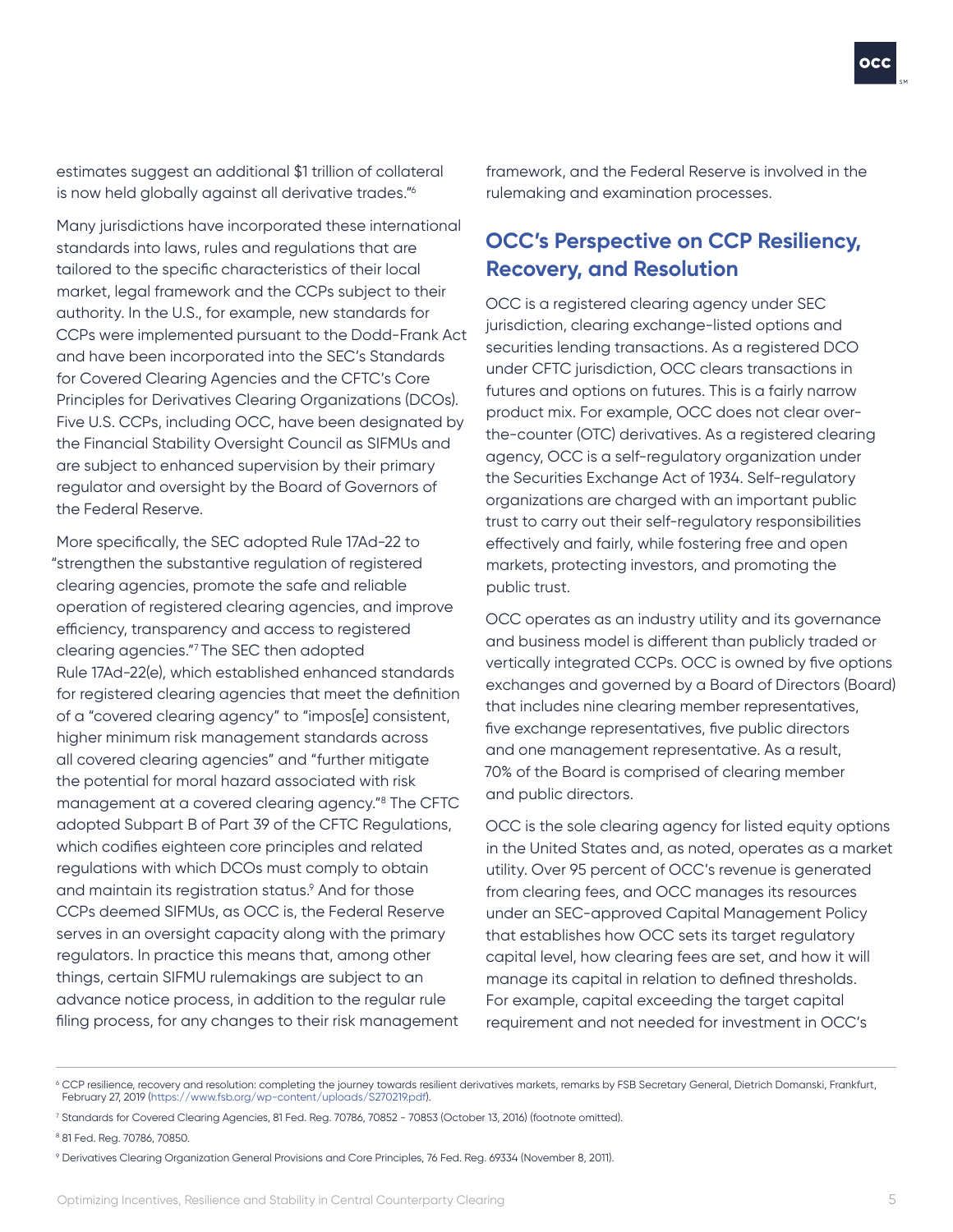estimates suggest an additional $1 trillion of collateral is now held globally against all derivative trades."[6]

Many jurisdictions have incorporated these international standards into laws, rules and regulations that are tailored to the specific characteristics of their local market, legal framework and the CCPs subject to their authority. In the U.S., for example, new standards for CCPs were implemented pursuant to the Dodd-Frank Act and have been incorporated into the SEC's Standards for Covered Clearing Agencies and the CFTC's Core Principles for Derivatives Clearing Organizations (DCOs). Five U.S. CCPs, including OCC, have been designated by the Financial Stability Oversight Council as SIFMUs and are subject to enhanced supervision by their primary regulator and oversight by the Board of Governors of the Federal Reserve.

More specifically, the SEC adopted Rule 17Ad-22 to "strengthen the substantive regulation of registered clearing agencies, promote the safe and reliable operation of registered clearing agencies, and improve efficiency, transparency and access to registered clearing agencies."[7] The SEC then adopted Rule 17Ad-22(e), which established enhanced standards for registered clearing agencies that meet the definition of a "covered clearing agency" to "impos[e] consistent, higher minimum risk management standards across all covered clearing agencies" and "further mitigate the potential for moral hazard associated with risk management at a covered clearing agency."[8] The CFTC adopted Subpart B of Part 39 of the CFTC Regulations, which codifies eighteen core principles and related regulations with which DCOs must comply to obtain and maintain its registration status.[9] And for those CCPs deemed SIFMUs, as OCC is, the Federal Reserve serves in an oversight capacity along with the primary regulators. In practice this means that, among other things, certain SIFMU rulemakings are subject to an advance notice process, in addition to the regular rule filing process, for any changes to their risk management framework, and the Federal Reserve is involved in the rulemaking and examination processes.

## OCC's Perspective on CCP Resiliency, Recovery, and Resolution

OCC is a registered clearing agency under SEC jurisdiction, clearing exchange-listed options and securities lending transactions. As a registered DCO under CFTC jurisdiction, OCC clears transactions in futures and options on futures. This is a fairly narrow product mix. For example, OCC does not clear over-the-counter (OTC) derivatives. As a registered clearing agency, OCC is a self-regulatory organization under the Securities Exchange Act of 1934. Self-regulatory organizations are charged with an important public trust to carry out their self-regulatory responsibilities effectively and fairly, while fostering free and open markets, protecting investors, and promoting the public trust.

OCC operates as an industry utility and its governance and business model is different than publicly traded or vertically integrated CCPs. OCC is owned by five options exchanges and governed by a Board of Directors (Board) that includes nine clearing member representatives, five exchange representatives, five public directors and one management representative. As a result, 70% of the Board is comprised of clearing member and public directors.

OCC is the sole clearing agency for listed equity options in the United States and, as noted, operates as a market utility. Over 95 percent of OCC's revenue is generated from clearing fees, and OCC manages its resources under an SEC-approved Capital Management Policy that establishes how OCC sets its target regulatory capital level, how clearing fees are set, and how it will manage its capital in relation to defined thresholds. For example, capital exceeding the target capital requirement and not needed for investment in OCC's

---

[6] CCP resilience, recovery and resolution: completing the journey towards resilient derivatives markets, remarks by FSB Secretary General, Dietrich Domanski, Frankfurt, February 27, 2019 (https://www.fsb.org/wp-content/uploads/S270219.pdf).

[7] Standards for Covered Clearing Agencies, 81 Fed. Reg. 70786, 70852 - 70853 (October 13, 2016) (footnote omitted).

[8] 81 Fed. Reg. 70786, 70850.

[9] Derivatives Clearing Organization General Provisions and Core Principles, 76 Fed. Reg. 69334 (November 8, 2011).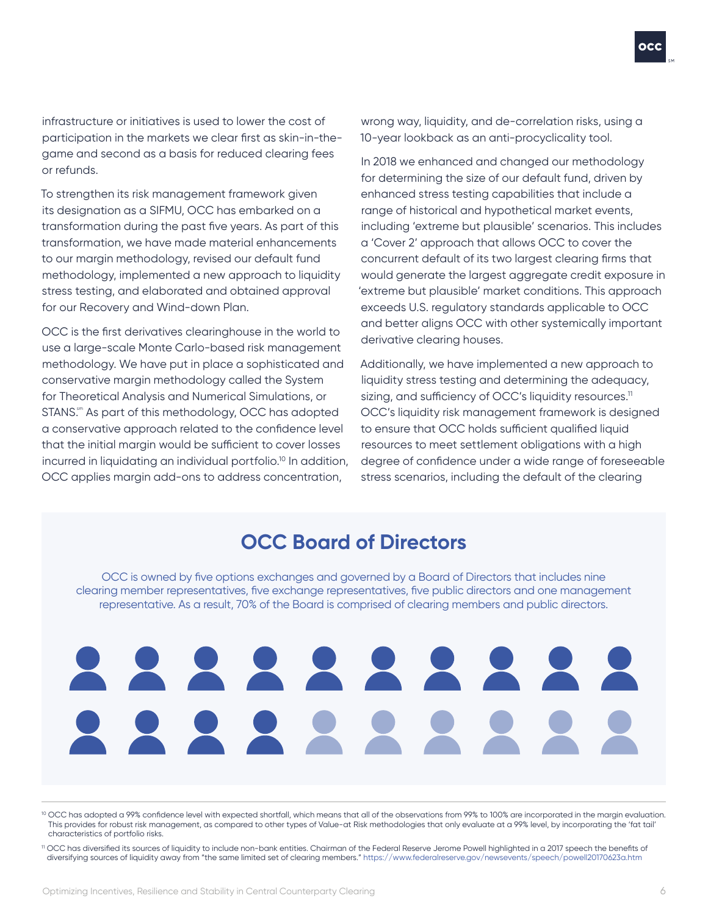infrastructure or initiatives is used to lower the cost of participation in the markets we clear first as skin-in-the-game and second as a basis for reduced clearing fees or refunds.

To strengthen its risk management framework given its designation as a SIFMU, OCC has embarked on a transformation during the past five years. As part of this transformation, we have made material enhancements to our margin methodology, revised our default fund methodology, implemented a new approach to liquidity stress testing, and elaborated and obtained approval for our Recovery and Wind-down Plan.

OCC is the first derivatives clearinghouse in the world to use a large-scale Monte Carlo-based risk management methodology. We have put in place a sophisticated and conservative margin methodology called the System for Theoretical Analysis and Numerical Simulations, or STANS.℠ As part of this methodology, OCC has adopted a conservative approach related to the confidence level that the initial margin would be sufficient to cover losses incurred in liquidating an individual portfolio.[10] In addition, OCC applies margin add-ons to address concentration, wrong way, liquidity, and de-correlation risks, using a 10-year lookback as an anti-procyclicality tool.

In 2018 we enhanced and changed our methodology for determining the size of our default fund, driven by enhanced stress testing capabilities that include a range of historical and hypothetical market events, including 'extreme but plausible' scenarios. This includes a 'Cover 2' approach that allows OCC to cover the concurrent default of its two largest clearing firms that would generate the largest aggregate credit exposure in 'extreme but plausible' market conditions. This approach exceeds U.S. regulatory standards applicable to OCC and better aligns OCC with other systemically important derivative clearing houses.

Additionally, we have implemented a new approach to liquidity stress testing and determining the adequacy, sizing, and sufficiency of OCC's liquidity resources.[11] OCC's liquidity risk management framework is designed to ensure that OCC holds sufficient qualified liquid resources to meet settlement obligations with a high degree of confidence under a wide range of foreseeable stress scenarios, including the default of the clearing

## OCC Board of Directors

OCC is owned by five options exchanges and governed by a Board of Directors that includes nine clearing member representatives, five exchange representatives, five public directors and one management representative. As a result, 70% of the Board is comprised of clearing members and public directors.

---

[10] OCC has adopted a 99% confidence level with expected shortfall, which means that all of the observations from 99% to 100% are incorporated in the margin evaluation. This provides for robust risk management, as compared to other types of Value-at Risk methodologies that only evaluate at a 99% level, by incorporating the 'fat tail' characteristics of portfolio risks.

[11] OCC has diversified its sources of liquidity to include non-bank entities. Chairman of the Federal Reserve Jerome Powell highlighted in a 2017 speech the benefits of diversifying sources of liquidity away from "the same limited set of clearing members." https://www.federalreserve.gov/newsevents/speech/powell20170623a.htm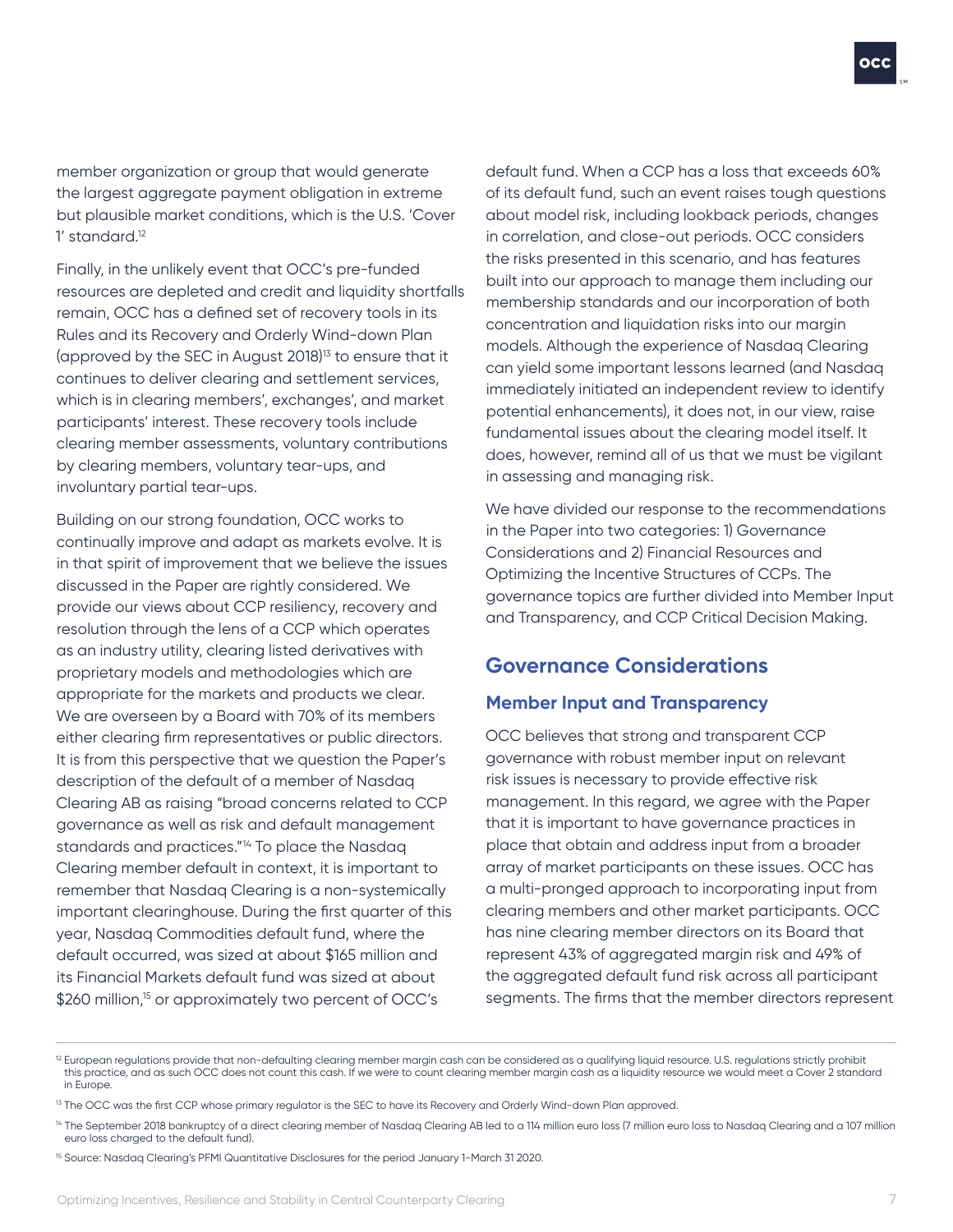member organization or group that would generate the largest aggregate payment obligation in extreme but plausible market conditions, which is the U.S. 'Cover 1' standard.[12]

Finally, in the unlikely event that OCC's pre-funded resources are depleted and credit and liquidity shortfalls remain, OCC has a defined set of recovery tools in its Rules and its Recovery and Orderly Wind-down Plan (approved by the SEC in August 2018)[13] to ensure that it continues to deliver clearing and settlement services, which is in clearing members', exchanges', and market participants' interest. These recovery tools include clearing member assessments, voluntary contributions by clearing members, voluntary tear-ups, and involuntary partial tear-ups.

Building on our strong foundation, OCC works to continually improve and adapt as markets evolve. It is in that spirit of improvement that we believe the issues discussed in the Paper are rightly considered. We provide our views about CCP resiliency, recovery and resolution through the lens of a CCP which operates as an industry utility, clearing listed derivatives with proprietary models and methodologies which are appropriate for the markets and products we clear. We are overseen by a Board with 70% of its members either clearing firm representatives or public directors. It is from this perspective that we question the Paper's description of the default of a member of Nasdaq Clearing AB as raising "broad concerns related to CCP governance as well as risk and default management standards and practices."[14] To place the Nasdaq Clearing member default in context, it is important to remember that Nasdaq Clearing is a non-systemically important clearinghouse. During the first quarter of this year, Nasdaq Commodities default fund, where the default occurred, was sized at about $165 million and its Financial Markets default fund was sized at about $260 million,[15] or approximately two percent of OCC's default fund. When a CCP has a loss that exceeds 60% of its default fund, such an event raises tough questions about model risk, including lookback periods, changes in correlation, and close-out periods. OCC considers the risks presented in this scenario, and has features built into our approach to manage them including our membership standards and our incorporation of both concentration and liquidation risks into our margin models. Although the experience of Nasdaq Clearing can yield some important lessons learned (and Nasdaq immediately initiated an independent review to identify potential enhancements), it does not, in our view, raise fundamental issues about the clearing model itself. It does, however, remind all of us that we must be vigilant in assessing and managing risk.

We have divided our response to the recommendations in the Paper into two categories: 1) Governance Considerations and 2) Financial Resources and Optimizing the Incentive Structures of CCPs. The governance topics are further divided into Member Input and Transparency, and CCP Critical Decision Making.

## Governance Considerations

### Member Input and Transparency

OCC believes that strong and transparent CCP governance with robust member input on relevant risk issues is necessary to provide effective risk management. In this regard, we agree with the Paper that it is important to have governance practices in place that obtain and address input from a broader array of market participants on these issues. OCC has a multi-pronged approach to incorporating input from clearing members and other market participants. OCC has nine clearing member directors on its Board that represent 43% of aggregated margin risk and 49% of the aggregated default fund risk across all participant segments. The firms that the member directors represent

---

[12] European regulations provide that non-defaulting clearing member margin cash can be considered as a qualifying liquid resource. U.S. regulations strictly prohibit this practice, and as such OCC does not count this cash. If we were to count clearing member margin cash as a liquidity resource we would meet a Cover 2 standard in Europe.

[13] The OCC was the first CCP whose primary regulator is the SEC to have its Recovery and Orderly Wind-down Plan approved.

[14] The September 2018 bankruptcy of a direct clearing member of Nasdaq Clearing AB led to a 114 million euro loss (7 million euro loss to Nasdaq Clearing and a 107 million euro loss charged to the default fund).

[15] Source: Nasdaq Clearing's PFMI Quantitative Disclosures for the period January 1-March 31 2020.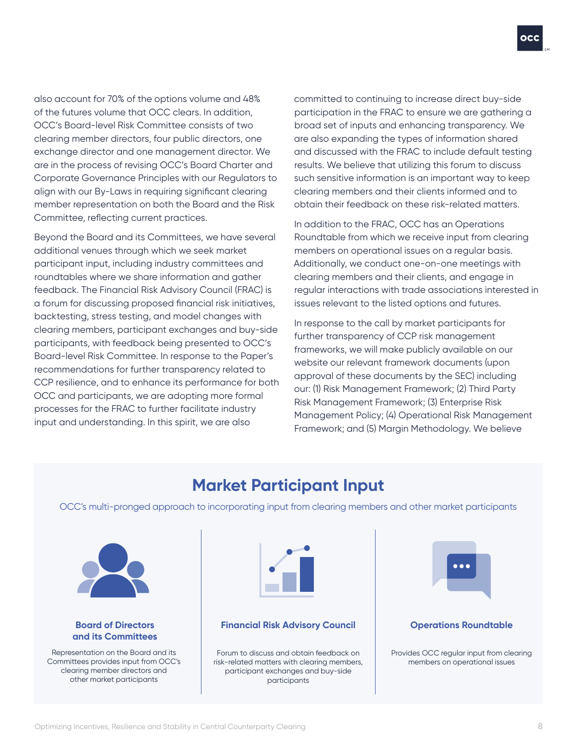also account for 70% of the options volume and 48% of the futures volume that OCC clears. In addition, OCC's Board-level Risk Committee consists of two clearing member directors, four public directors, one exchange director and one management director. We are in the process of revising OCC's Board Charter and Corporate Governance Principles with our Regulators to align with our By-Laws in requiring significant clearing member representation on both the Board and the Risk Committee, reflecting current practices.

Beyond the Board and its Committees, we have several additional venues through which we seek market participant input, including industry committees and roundtables where we share information and gather feedback. The Financial Risk Advisory Council (FRAC) is a forum for discussing proposed financial risk initiatives, backtesting, stress testing, and model changes with clearing members, participant exchanges and buy-side participants, with feedback being presented to OCC's Board-level Risk Committee. In response to the Paper's recommendations for further transparency related to CCP resilience, and to enhance its performance for both OCC and participants, we are adopting more formal processes for the FRAC to further facilitate industry input and understanding. In this spirit, we are also committed to continuing to increase direct buy-side participation in the FRAC to ensure we are gathering a broad set of inputs and enhancing transparency. We are also expanding the types of information shared and discussed with the FRAC to include default testing results. We believe that utilizing this forum to discuss such sensitive information is an important way to keep clearing members and their clients informed and to obtain their feedback on these risk-related matters.

In addition to the FRAC, OCC has an Operations Roundtable from which we receive input from clearing members on operational issues on a regular basis. Additionally, we conduct one-on-one meetings with clearing members and their clients, and engage in regular interactions with trade associations interested in issues relevant to the listed options and futures.

In response to the call by market participants for further transparency of CCP risk management frameworks, we will make publicly available on our website our relevant framework documents (upon approval of these documents by the SEC) including our: (1) Risk Management Framework; (2) Third Party Risk Management Framework; (3) Enterprise Risk Management Policy; (4) Operational Risk Management Framework; and (5) Margin Methodology. We believe

## Market Participant Input

OCC's multi-pronged approach to incorporating input from clearing members and other market participants

**Board of Directors and its Committees**

Representation on the Board and its Committees provides input from OCC's clearing member directors and other market participants

**Financial Risk Advisory Council**

Forum to discuss and obtain feedback on risk-related matters with clearing members, participant exchanges and buy-side participants

**Operations Roundtable**

Provides OCC regular input from clearing members on operational issues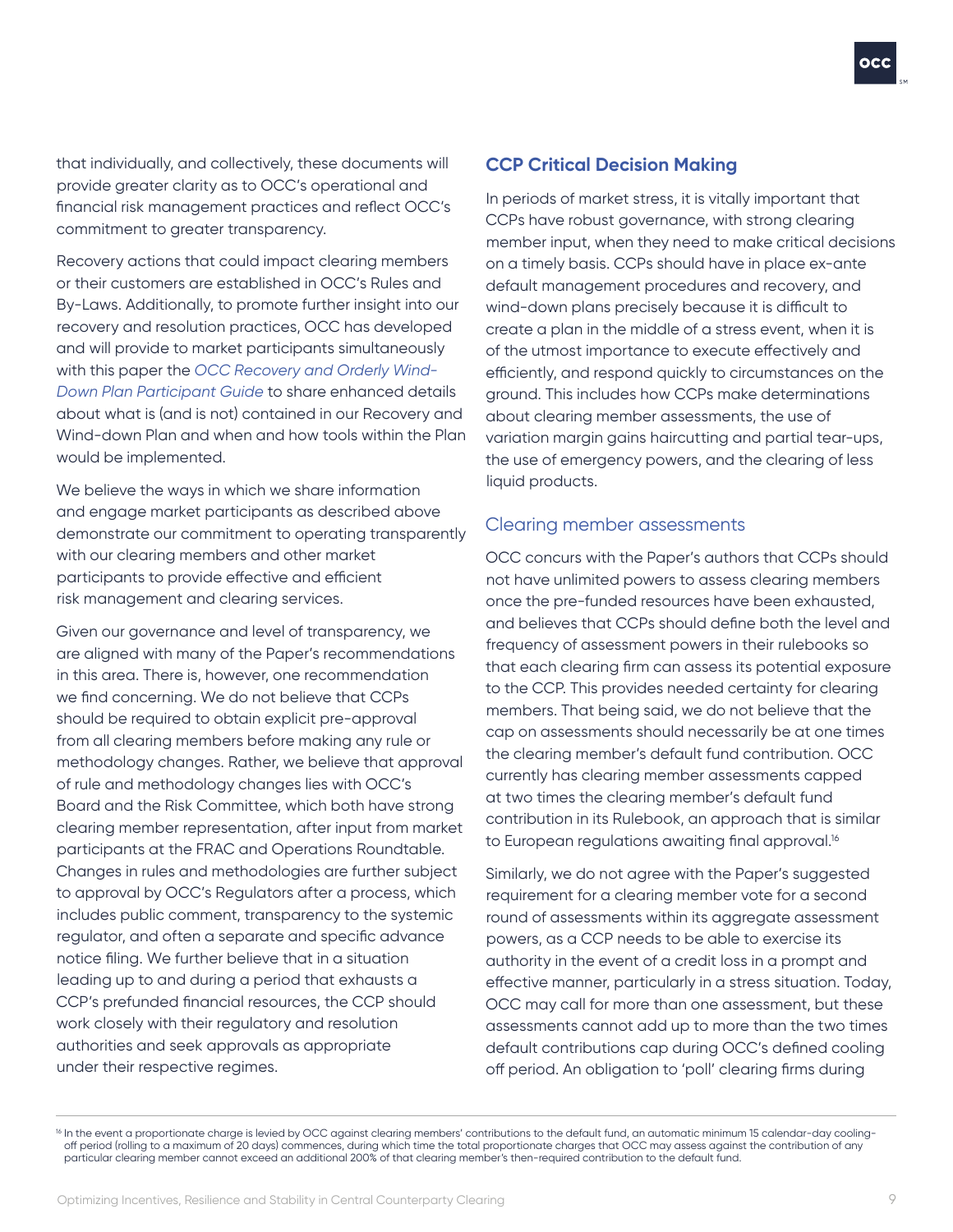that individually, and collectively, these documents will provide greater clarity as to OCC's operational and financial risk management practices and reflect OCC's commitment to greater transparency.

Recovery actions that could impact clearing members or their customers are established in OCC's Rules and By-Laws. Additionally, to promote further insight into our recovery and resolution practices, OCC has developed and will provide to market participants simultaneously with this paper the *OCC Recovery and Orderly Wind-Down Plan Participant Guide* to share enhanced details about what is (and is not) contained in our Recovery and Wind-down Plan and when and how tools within the Plan would be implemented.

We believe the ways in which we share information and engage market participants as described above demonstrate our commitment to operating transparently with our clearing members and other market participants to provide effective and efficient risk management and clearing services.

Given our governance and level of transparency, we are aligned with many of the Paper's recommendations in this area. There is, however, one recommendation we find concerning. We do not believe that CCPs should be required to obtain explicit pre-approval from all clearing members before making any rule or methodology changes. Rather, we believe that approval of rule and methodology changes lies with OCC's Board and the Risk Committee, which both have strong clearing member representation, after input from market participants at the FRAC and Operations Roundtable. Changes in rules and methodologies are further subject to approval by OCC's Regulators after a process, which includes public comment, transparency to the systemic regulator, and often a separate and specific advance notice filing. We further believe that in a situation leading up to and during a period that exhausts a CCP's prefunded financial resources, the CCP should work closely with their regulatory and resolution authorities and seek approvals as appropriate under their respective regimes.

## CCP Critical Decision Making

In periods of market stress, it is vitally important that CCPs have robust governance, with strong clearing member input, when they need to make critical decisions on a timely basis. CCPs should have in place ex-ante default management procedures and recovery, and wind-down plans precisely because it is difficult to create a plan in the middle of a stress event, when it is of the utmost importance to execute effectively and efficiently, and respond quickly to circumstances on the ground. This includes how CCPs make determinations about clearing member assessments, the use of variation margin gains haircutting and partial tear-ups, the use of emergency powers, and the clearing of less liquid products.

### Clearing member assessments

OCC concurs with the Paper's authors that CCPs should not have unlimited powers to assess clearing members once the pre-funded resources have been exhausted, and believes that CCPs should define both the level and frequency of assessment powers in their rulebooks so that each clearing firm can assess its potential exposure to the CCP. This provides needed certainty for clearing members. That being said, we do not believe that the cap on assessments should necessarily be at one times the clearing member's default fund contribution. OCC currently has clearing member assessments capped at two times the clearing member's default fund contribution in its Rulebook, an approach that is similar to European regulations awaiting final approval.[16]

Similarly, we do not agree with the Paper's suggested requirement for a clearing member vote for a second round of assessments within its aggregate assessment powers, as a CCP needs to be able to exercise its authority in the event of a credit loss in a prompt and effective manner, particularly in a stress situation. Today, OCC may call for more than one assessment, but these assessments cannot add up to more than the two times default contributions cap during OCC's defined cooling off period. An obligation to 'poll' clearing firms during

[16] In the event a proportionate charge is levied by OCC against clearing members' contributions to the default fund, an automatic minimum 15 calendar-day cooling-off period (rolling to a maximum of 20 days) commences, during which time the total proportionate charges that OCC may assess against the contribution of any particular clearing member cannot exceed an additional 200% of that clearing member's then-required contribution to the default fund.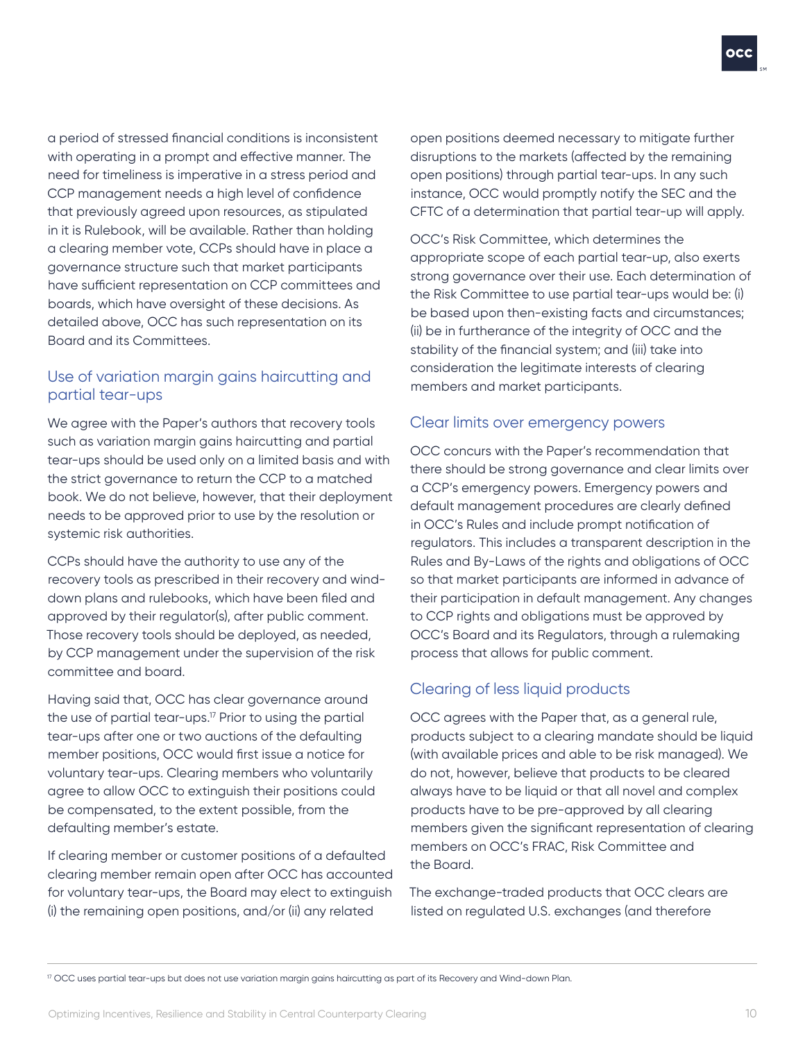a period of stressed financial conditions is inconsistent with operating in a prompt and effective manner. The need for timeliness is imperative in a stress period and CCP management needs a high level of confidence that previously agreed upon resources, as stipulated in it is Rulebook, will be available. Rather than holding a clearing member vote, CCPs should have in place a governance structure such that market participants have sufficient representation on CCP committees and boards, which have oversight of these decisions. As detailed above, OCC has such representation on its Board and its Committees.

## Use of variation margin gains haircutting and partial tear-ups

We agree with the Paper's authors that recovery tools such as variation margin gains haircutting and partial tear-ups should be used only on a limited basis and with the strict governance to return the CCP to a matched book. We do not believe, however, that their deployment needs to be approved prior to use by the resolution or systemic risk authorities.

CCPs should have the authority to use any of the recovery tools as prescribed in their recovery and wind-down plans and rulebooks, which have been filed and approved by their regulator(s), after public comment. Those recovery tools should be deployed, as needed, by CCP management under the supervision of the risk committee and board.

Having said that, OCC has clear governance around the use of partial tear-ups.[17] Prior to using the partial tear-ups after one or two auctions of the defaulting member positions, OCC would first issue a notice for voluntary tear-ups. Clearing members who voluntarily agree to allow OCC to extinguish their positions could be compensated, to the extent possible, from the defaulting member's estate.

If clearing member or customer positions of a defaulted clearing member remain open after OCC has accounted for voluntary tear-ups, the Board may elect to extinguish (i) the remaining open positions, and/or (ii) any related open positions deemed necessary to mitigate further disruptions to the markets (affected by the remaining open positions) through partial tear-ups. In any such instance, OCC would promptly notify the SEC and the CFTC of a determination that partial tear-up will apply.

OCC's Risk Committee, which determines the appropriate scope of each partial tear-up, also exerts strong governance over their use. Each determination of the Risk Committee to use partial tear-ups would be: (i) be based upon then-existing facts and circumstances; (ii) be in furtherance of the integrity of OCC and the stability of the financial system; and (iii) take into consideration the legitimate interests of clearing members and market participants.

## Clear limits over emergency powers

OCC concurs with the Paper's recommendation that there should be strong governance and clear limits over a CCP's emergency powers. Emergency powers and default management procedures are clearly defined in OCC's Rules and include prompt notification of regulators. This includes a transparent description in the Rules and By-Laws of the rights and obligations of OCC so that market participants are informed in advance of their participation in default management. Any changes to CCP rights and obligations must be approved by OCC's Board and its Regulators, through a rulemaking process that allows for public comment.

## Clearing of less liquid products

OCC agrees with the Paper that, as a general rule, products subject to a clearing mandate should be liquid (with available prices and able to be risk managed). We do not, however, believe that products to be cleared always have to be liquid or that all novel and complex products have to be pre-approved by all clearing members given the significant representation of clearing members on OCC's FRAC, Risk Committee and the Board.

The exchange-traded products that OCC clears are listed on regulated U.S. exchanges (and therefore

---

[17] OCC uses partial tear-ups but does not use variation margin gains haircutting as part of its Recovery and Wind-down Plan.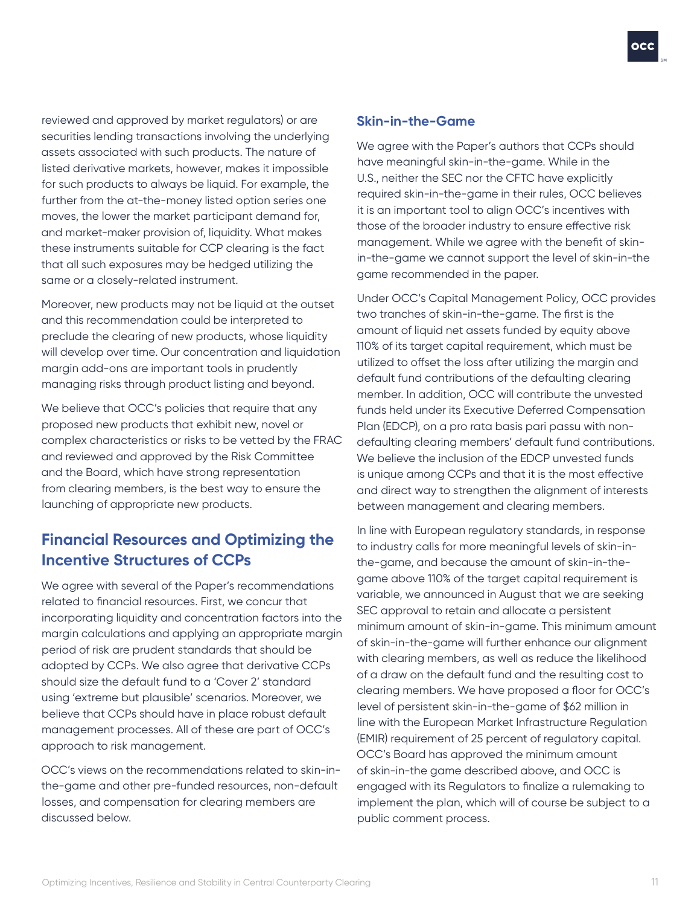reviewed and approved by market regulators) or are securities lending transactions involving the underlying assets associated with such products. The nature of listed derivative markets, however, makes it impossible for such products to always be liquid. For example, the further from the at-the-money listed option series one moves, the lower the market participant demand for, and market-maker provision of, liquidity. What makes these instruments suitable for CCP clearing is the fact that all such exposures may be hedged utilizing the same or a closely-related instrument.

Moreover, new products may not be liquid at the outset and this recommendation could be interpreted to preclude the clearing of new products, whose liquidity will develop over time. Our concentration and liquidation margin add-ons are important tools in prudently managing risks through product listing and beyond.

We believe that OCC's policies that require that any proposed new products that exhibit new, novel or complex characteristics or risks to be vetted by the FRAC and reviewed and approved by the Risk Committee and the Board, which have strong representation from clearing members, is the best way to ensure the launching of appropriate new products.

## Financial Resources and Optimizing the Incentive Structures of CCPs

We agree with several of the Paper's recommendations related to financial resources. First, we concur that incorporating liquidity and concentration factors into the margin calculations and applying an appropriate margin period of risk are prudent standards that should be adopted by CCPs. We also agree that derivative CCPs should size the default fund to a 'Cover 2' standard using 'extreme but plausible' scenarios. Moreover, we believe that CCPs should have in place robust default management processes. All of these are part of OCC's approach to risk management.

OCC's views on the recommendations related to skin-in-the-game and other pre-funded resources, non-default losses, and compensation for clearing members are discussed below.

### Skin-in-the-Game

We agree with the Paper's authors that CCPs should have meaningful skin-in-the-game. While in the U.S., neither the SEC nor the CFTC have explicitly required skin-in-the-game in their rules, OCC believes it is an important tool to align OCC's incentives with those of the broader industry to ensure effective risk management. While we agree with the benefit of skin-in-the-game we cannot support the level of skin-in-the game recommended in the paper.

Under OCC's Capital Management Policy, OCC provides two tranches of skin-in-the-game. The first is the amount of liquid net assets funded by equity above 110% of its target capital requirement, which must be utilized to offset the loss after utilizing the margin and default fund contributions of the defaulting clearing member. In addition, OCC will contribute the unvested funds held under its Executive Deferred Compensation Plan (EDCP), on a pro rata basis pari passu with non-defaulting clearing members' default fund contributions. We believe the inclusion of the EDCP unvested funds is unique among CCPs and that it is the most effective and direct way to strengthen the alignment of interests between management and clearing members.

In line with European regulatory standards, in response to industry calls for more meaningful levels of skin-in-the-game, and because the amount of skin-in-the-game above 110% of the target capital requirement is variable, we announced in August that we are seeking SEC approval to retain and allocate a persistent minimum amount of skin-in-game. This minimum amount of skin-in-the-game will further enhance our alignment with clearing members, as well as reduce the likelihood of a draw on the default fund and the resulting cost to clearing members. We have proposed a floor for OCC's level of persistent skin-in-the-game of $62 million in line with the European Market Infrastructure Regulation (EMIR) requirement of 25 percent of regulatory capital. OCC's Board has approved the minimum amount of skin-in-the game described above, and OCC is engaged with its Regulators to finalize a rulemaking to implement the plan, which will of course be subject to a public comment process.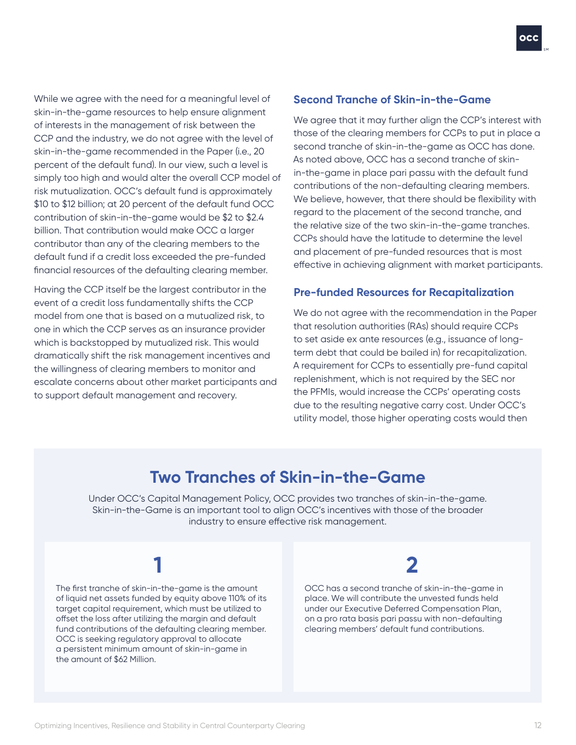While we agree with the need for a meaningful level of skin-in-the-game resources to help ensure alignment of interests in the management of risk between the CCP and the industry, we do not agree with the level of skin-in-the-game recommended in the Paper (i.e., 20 percent of the default fund). In our view, such a level is simply too high and would alter the overall CCP model of risk mutualization. OCC's default fund is approximately $10 to $12 billion; at 20 percent of the default fund OCC contribution of skin-in-the-game would be $2 to $2.4 billion. That contribution would make OCC a larger contributor than any of the clearing members to the default fund if a credit loss exceeded the pre-funded financial resources of the defaulting clearing member.

Having the CCP itself be the largest contributor in the event of a credit loss fundamentally shifts the CCP model from one that is based on a mutualized risk, to one in which the CCP serves as an insurance provider which is backstopped by mutualized risk. This would dramatically shift the risk management incentives and the willingness of clearing members to monitor and escalate concerns about other market participants and to support default management and recovery.

### Second Tranche of Skin-in-the-Game

We agree that it may further align the CCP's interest with those of the clearing members for CCPs to put in place a second tranche of skin-in-the-game as OCC has done. As noted above, OCC has a second tranche of skin-in-the-game in place pari passu with the default fund contributions of the non-defaulting clearing members. We believe, however, that there should be flexibility with regard to the placement of the second tranche, and the relative size of the two skin-in-the-game tranches. CCPs should have the latitude to determine the level and placement of pre-funded resources that is most effective in achieving alignment with market participants.

### Pre-funded Resources for Recapitalization

We do not agree with the recommendation in the Paper that resolution authorities (RAs) should require CCPs to set aside ex ante resources (e.g., issuance of long-term debt that could be bailed in) for recapitalization. A requirement for CCPs to essentially pre-fund capital replenishment, which is not required by the SEC nor the PFMIs, would increase the CCPs' operating costs due to the resulting negative carry cost. Under OCC's utility model, those higher operating costs would then

## Two Tranches of Skin-in-the-Game

Under OCC's Capital Management Policy, OCC provides two tranches of skin-in-the-game. Skin-in-the-Game is an important tool to align OCC's incentives with those of the broader industry to ensure effective risk management.

**1**

The first tranche of skin-in-the-game is the amount of liquid net assets funded by equity above 110% of its target capital requirement, which must be utilized to offset the loss after utilizing the margin and default fund contributions of the defaulting clearing member. OCC is seeking regulatory approval to allocate a persistent minimum amount of skin-in-game in the amount of $62 Million.

**2**

OCC has a second tranche of skin-in-the-game in place. We will contribute the unvested funds held under our Executive Deferred Compensation Plan, on a pro rata basis pari passu with non-defaulting clearing members' default fund contributions.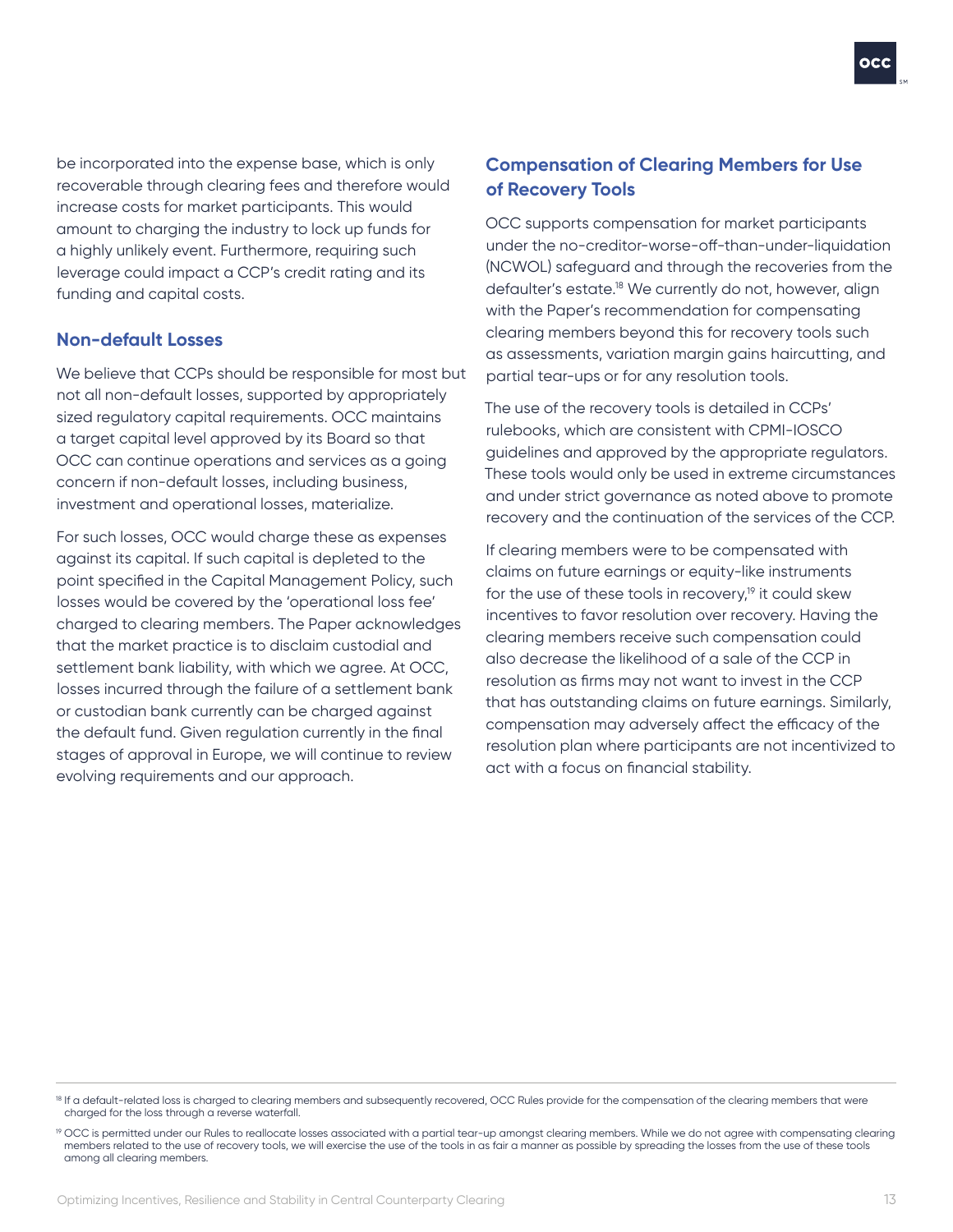be incorporated into the expense base, which is only recoverable through clearing fees and therefore would increase costs for market participants. This would amount to charging the industry to lock up funds for a highly unlikely event. Furthermore, requiring such leverage could impact a CCP's credit rating and its funding and capital costs.

## Non-default Losses

We believe that CCPs should be responsible for most but not all non-default losses, supported by appropriately sized regulatory capital requirements. OCC maintains a target capital level approved by its Board so that OCC can continue operations and services as a going concern if non-default losses, including business, investment and operational losses, materialize.

For such losses, OCC would charge these as expenses against its capital. If such capital is depleted to the point specified in the Capital Management Policy, such losses would be covered by the 'operational loss fee' charged to clearing members. The Paper acknowledges that the market practice is to disclaim custodial and settlement bank liability, with which we agree. At OCC, losses incurred through the failure of a settlement bank or custodian bank currently can be charged against the default fund. Given regulation currently in the final stages of approval in Europe, we will continue to review evolving requirements and our approach.

## Compensation of Clearing Members for Use of Recovery Tools

OCC supports compensation for market participants under the no-creditor-worse-off-than-under-liquidation (NCWOL) safeguard and through the recoveries from the defaulter's estate.[18] We currently do not, however, align with the Paper's recommendation for compensating clearing members beyond this for recovery tools such as assessments, variation margin gains haircutting, and partial tear-ups or for any resolution tools.

The use of the recovery tools is detailed in CCPs' rulebooks, which are consistent with CPMI-IOSCO guidelines and approved by the appropriate regulators. These tools would only be used in extreme circumstances and under strict governance as noted above to promote recovery and the continuation of the services of the CCP.

If clearing members were to be compensated with claims on future earnings or equity-like instruments for the use of these tools in recovery,[19] it could skew incentives to favor resolution over recovery. Having the clearing members receive such compensation could also decrease the likelihood of a sale of the CCP in resolution as firms may not want to invest in the CCP that has outstanding claims on future earnings. Similarly, compensation may adversely affect the efficacy of the resolution plan where participants are not incentivized to act with a focus on financial stability.

---

[18] If a default-related loss is charged to clearing members and subsequently recovered, OCC Rules provide for the compensation of the clearing members that were charged for the loss through a reverse waterfall.

[19] OCC is permitted under our Rules to reallocate losses associated with a partial tear-up amongst clearing members. While we do not agree with compensating clearing members related to the use of recovery tools, we will exercise the use of the tools in as fair a manner as possible by spreading the losses from the use of these tools among all clearing members.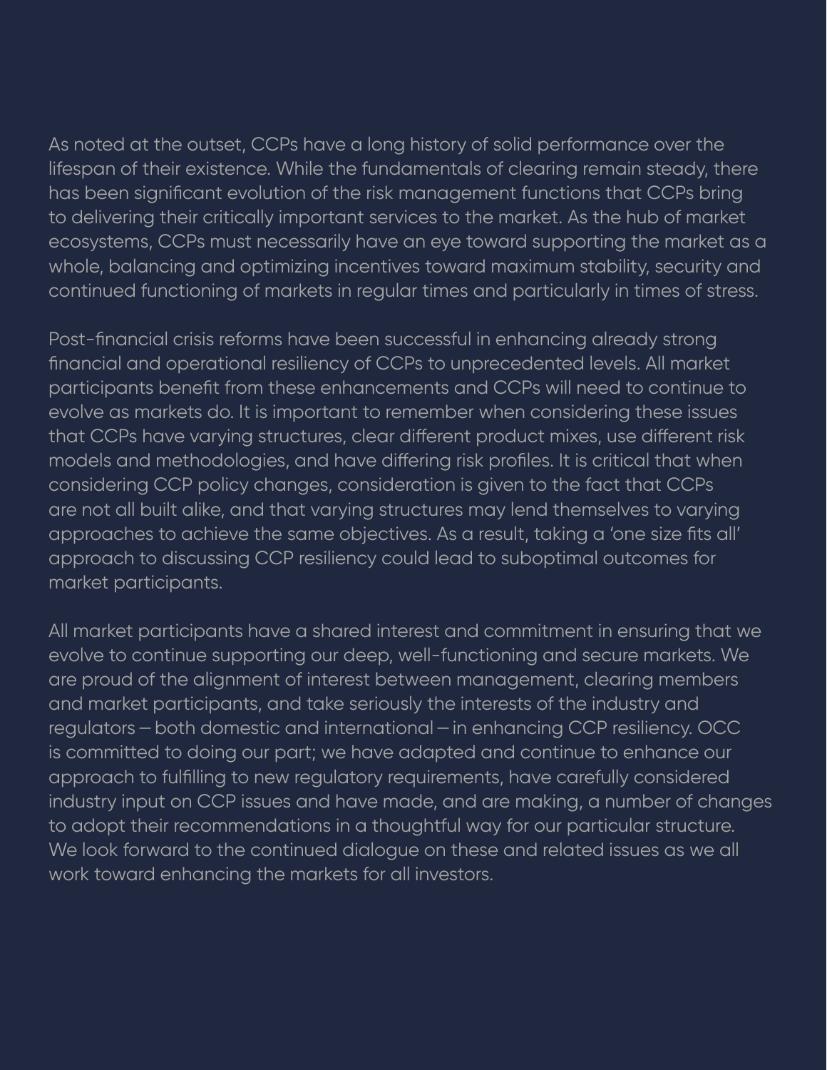As noted at the outset, CCPs have a long history of solid performance over the lifespan of their existence. While the fundamentals of clearing remain steady, there has been significant evolution of the risk management functions that CCPs bring to delivering their critically important services to the market. As the hub of market ecosystems, CCPs must necessarily have an eye toward supporting the market as a whole, balancing and optimizing incentives toward maximum stability, security and continued functioning of markets in regular times and particularly in times of stress.

Post-financial crisis reforms have been successful in enhancing already strong financial and operational resiliency of CCPs to unprecedented levels. All market participants benefit from these enhancements and CCPs will need to continue to evolve as markets do. It is important to remember when considering these issues that CCPs have varying structures, clear different product mixes, use different risk models and methodologies, and have differing risk profiles. It is critical that when considering CCP policy changes, consideration is given to the fact that CCPs are not all built alike, and that varying structures may lend themselves to varying approaches to achieve the same objectives. As a result, taking a 'one size fits all' approach to discussing CCP resiliency could lead to suboptimal outcomes for market participants.

All market participants have a shared interest and commitment in ensuring that we evolve to continue supporting our deep, well-functioning and secure markets. We are proud of the alignment of interest between management, clearing members and market participants, and take seriously the interests of the industry and regulators – both domestic and international – in enhancing CCP resiliency. OCC is committed to doing our part; we have adapted and continue to enhance our approach to fulfilling to new regulatory requirements, have carefully considered industry input on CCP issues and have made, and are making, a number of changes to adopt their recommendations in a thoughtful way for our particular structure. We look forward to the continued dialogue on these and related issues as we all work toward enhancing the markets for all investors.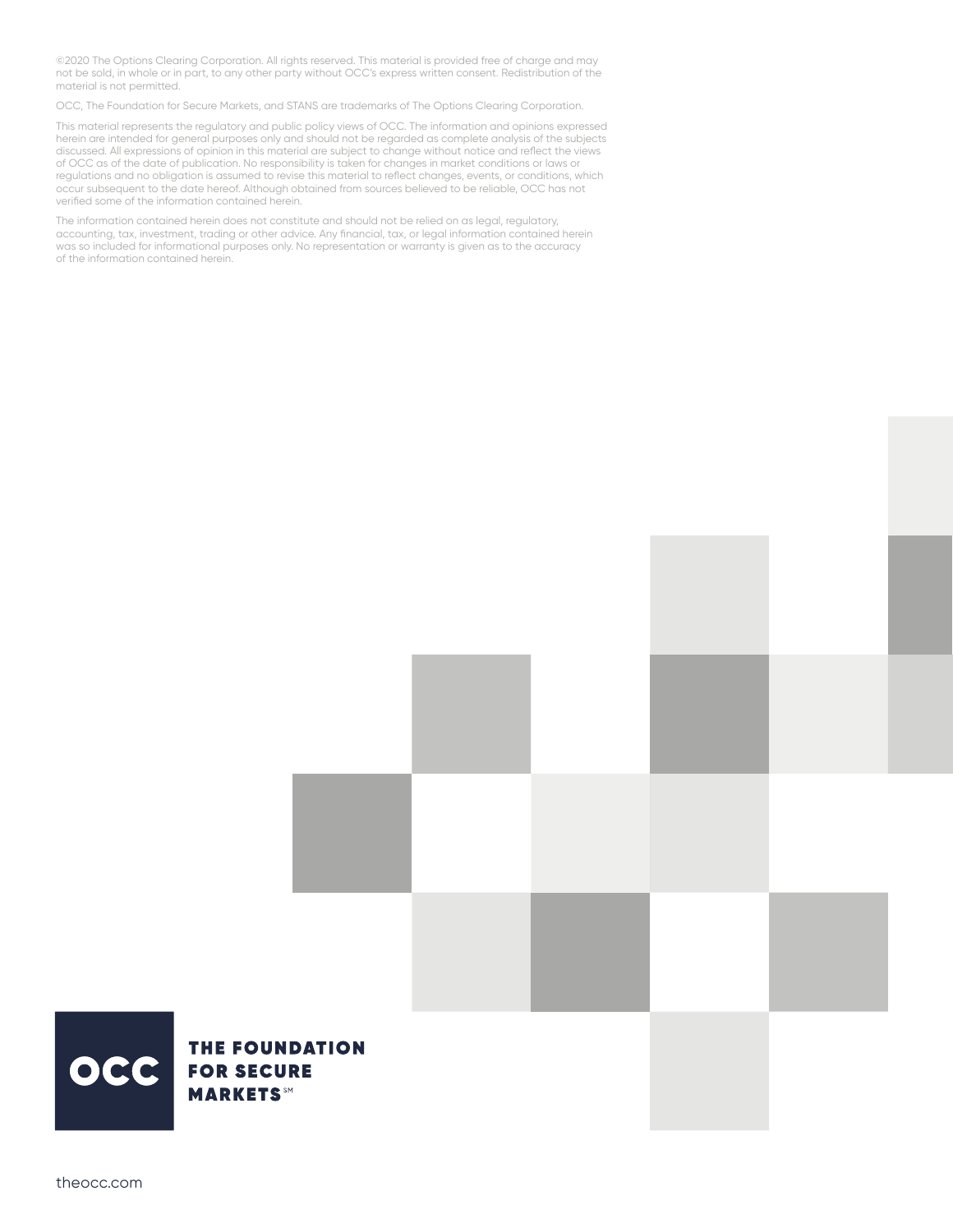©2020 The Options Clearing Corporation. All rights reserved. This material is provided free of charge and may not be sold, in whole or in part, to any other party without OCC's express written consent. Redistribution of the material is not permitted.

OCC, The Foundation for Secure Markets, and STANS are trademarks of The Options Clearing Corporation.

This material represents the regulatory and public policy views of OCC. The information and opinions expressed herein are intended for general purposes only and should not be regarded as complete analysis of the subjects discussed. All expressions of opinion in this material are subject to change without notice and reflect the views of OCC as of the date of publication. No responsibility is taken for changes in market conditions or laws or regulations and no obligation is assumed to revise this material to reflect changes, events, or conditions, which occur subsequent to the date hereof. Although obtained from sources believed to be reliable, OCC has not verified some of the information contained herein.

The information contained herein does not constitute and should not be relied on as legal, regulatory, accounting, tax, investment, trading or other advice. Any financial, tax, or legal information contained herein was so included for informational purposes only. No representation or warranty is given as to the accuracy of the information contained herein.

OCC THE FOUNDATION FOR SECURE MARKETS℠

theocc.com